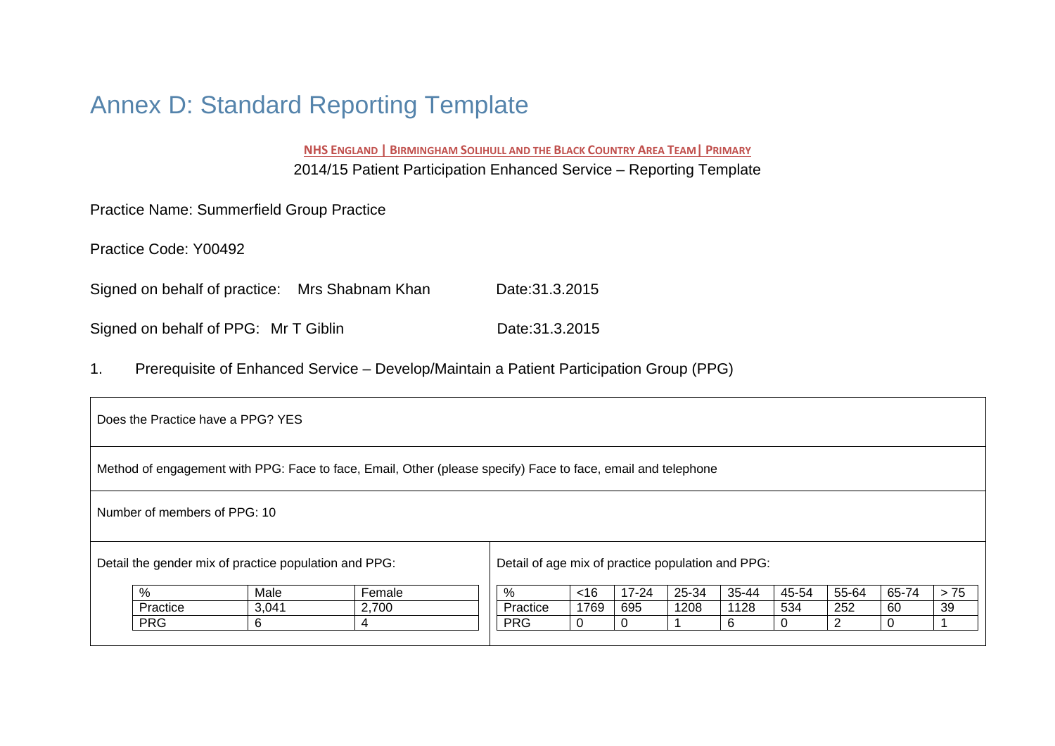# Annex D: Standard Reporting Template

**NHS ENGLAND | BIRMINGHAM SOLIHULL AND THE BLACK COUNTRY AREA TEAM| PRIMARY**

2014/15 Patient Participation Enhanced Service – Reporting Template

Practice Name: Summerfield Group Practice

Practice Code: Y00492

Signed on behalf of practice: Mrs Shabnam Khan Date:31.3.2015

Signed on behalf of PPG: Mr T Giblin Date:31.3.2015

1. Prerequisite of Enhanced Service – Develop/Maintain a Patient Participation Group (PPG)

Does the Practice have a PPG? YES

Method of engagement with PPG: Face to face, Email, Other (please specify) Face to face, email and telephone

Number of members of PPG: 10

Detail the gender mix of practice population and PPG:

| % | Male | Female |
|---|---|---|
| Practice | 3,041 | 2,700 |
| PRG | 6 | 4 |

Detail of age mix of practice population and PPG:

| % | <16 | 17-24 | 25-34 | 35-44 | 45-54 | 55-64 | 65-74 | > 75 |
|---|---|---|---|---|---|---|---|---|
| Practice | 1769 | 695 | 1208 | 1128 | 534 | 252 | 60 | 39 |
| PRG | 0 | 0 | 1 | 6 | 0 | 2 | 0 | 1 |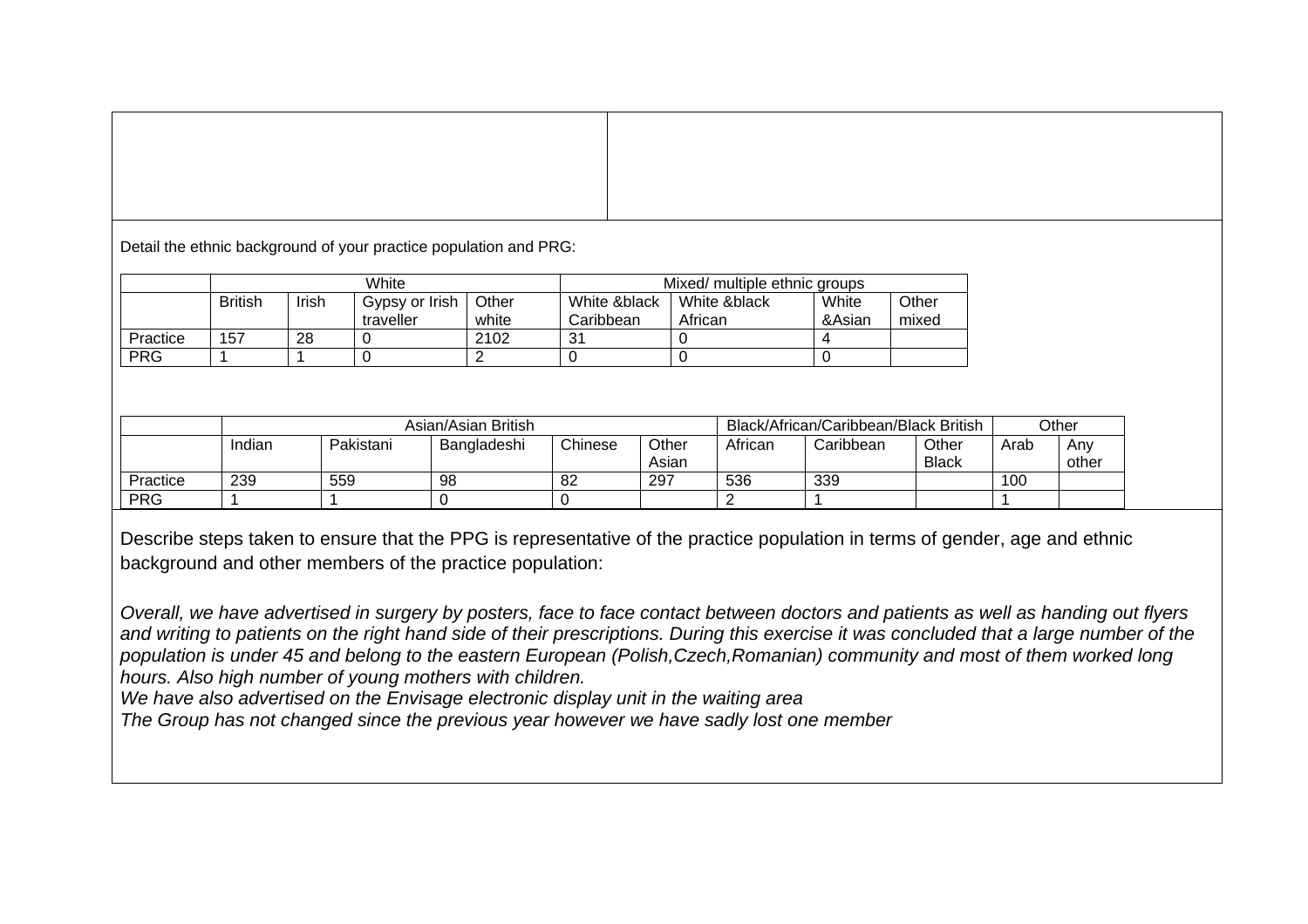Detail the ethnic background of your practice population and PRG:

| | White | | | | Mixed/ multiple ethnic groups | | | |
|---|---|---|---|---|---|---|---|---|
| | British | Irish | Gypsy or Irish traveller | Other white | White &black Caribbean | White &black African | White &Asian | Other mixed |
| Practice | 157 | 28 | 0 | 2102 | 31 | 0 | 4 | |
| PRG | 1 | 1 | 0 | 2 | 0 | 0 | 0 | |

| | Asian/Asian British | | | | | Black/African/Caribbean/Black British | | | Other | |
|---|---|---|---|---|---|---|---|---|---|---|
| | Indian | Pakistani | Bangladeshi | Chinese | Other Asian | African | Caribbean | Other Black | Arab | Any other |
| Practice | 239 | 559 | 98 | 82 | 297 | 536 | 339 | | 100 | |
| PRG | 1 | 1 | 0 | 0 | | 2 | 1 | | 1 | |

Describe steps taken to ensure that the PPG is representative of the practice population in terms of gender, age and ethnic background and other members of the practice population:

*Overall, we have advertised in surgery by posters, face to face contact between doctors and patients as well as handing out flyers and writing to patients on the right hand side of their prescriptions. During this exercise it was concluded that a large number of the population is under 45 and belong to the eastern European (Polish,Czech,Romanian) community and most of them worked long hours. Also high number of young mothers with children.*

*We have also advertised on the Envisage electronic display unit in the waiting area*

*The Group has not changed since the previous year however we have sadly lost one member*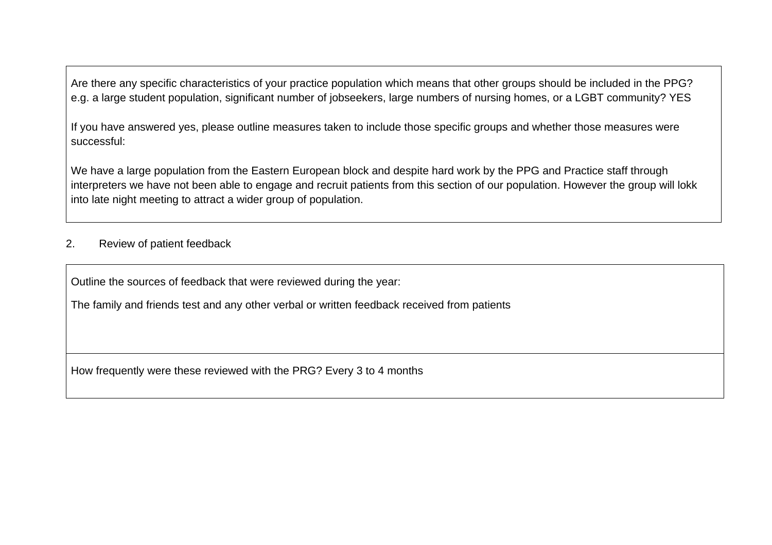| Are there any specific characteristics of your practice population which means that other groups should be included in the PPG? e.g. a large student population, significant number of jobseekers, large numbers of nursing homes, or a LGBT community? YES<br><br>If you have answered yes, please outline measures taken to include those specific groups and whether those measures were successful:<br><br>We have a large population from the Eastern European block and despite hard work by the PPG and Practice staff through interpreters we have not been able to engage and recruit patients from this section of our population. However the group will lokk into late night meeting to attract a wider group of population. |
|---|

2. Review of patient feedback

| Outline the sources of feedback that were reviewed during the year:<br><br>The family and friends test and any other verbal or written feedback received from patients |
|---|
| How frequently were these reviewed with the PRG? Every 3 to 4 months |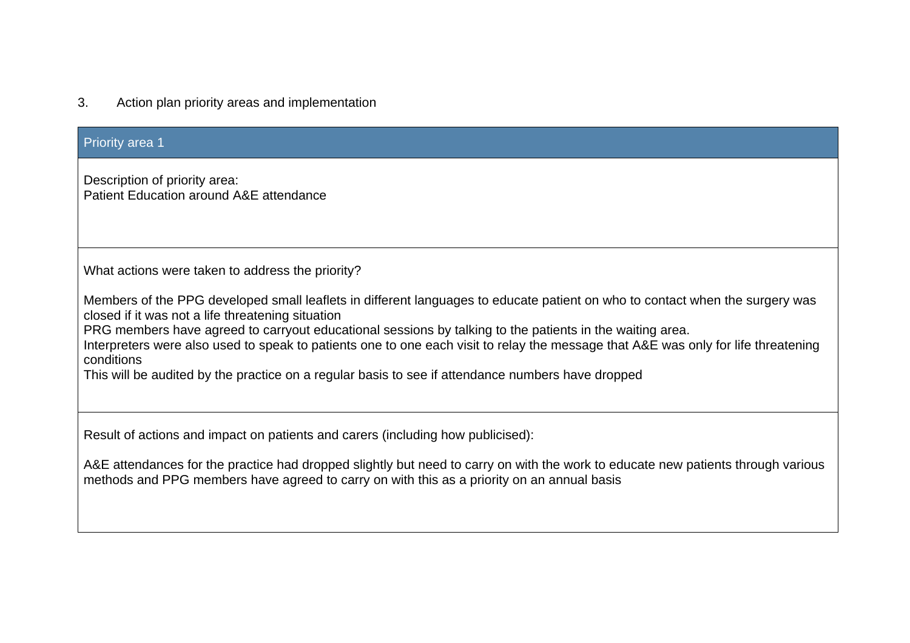3. Action plan priority areas and implementation

| Priority area 1 |
| --- |
| Description of priority area:<br>Patient Education around A&E attendance |
| What actions were taken to address the priority?<br><br>Members of the PPG developed small leaflets in different languages to educate patient on who to contact when the surgery was closed if it was not a life threatening situation<br>PRG members have agreed to carryout educational sessions by talking to the patients in the waiting area.<br>Interpreters were also used to speak to patients one to one each visit to relay the message that A&E was only for life threatening conditions<br>This will be audited by the practice on a regular basis to see if attendance numbers have dropped |
| Result of actions and impact on patients and carers (including how publicised):<br><br>A&E attendances for the practice had dropped slightly but need to carry on with the work to educate new patients through various methods and PPG members have agreed to carry on with this as a priority on an annual basis |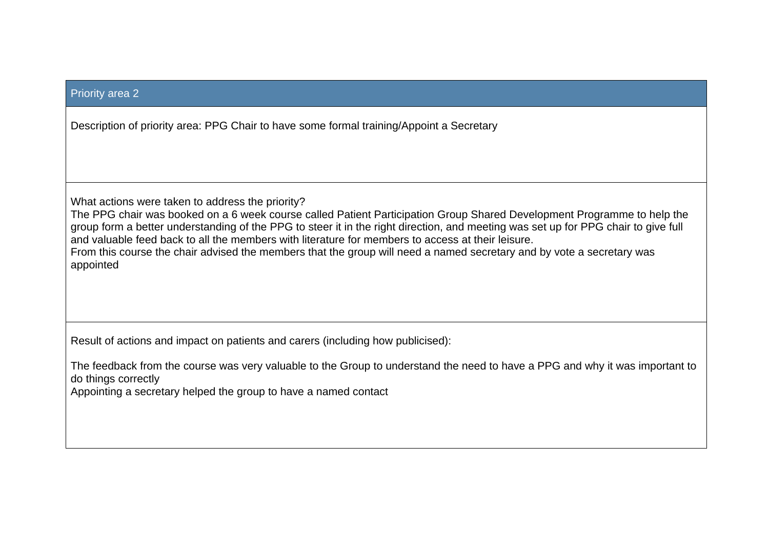| Priority area 2 |
| --- |
| Description of priority area: PPG Chair to have some formal training/Appoint a Secretary |
| What actions were taken to address the priority?<br>The PPG chair was booked on a 6 week course called Patient Participation Group Shared Development Programme to help the group form a better understanding of the PPG to steer it in the right direction, and meeting was set up for PPG chair to give full and valuable feed back to all the members with literature for members to access at their leisure.<br>From this course the chair advised the members that the group will need a named secretary and by vote a secretary was appointed |
| Result of actions and impact on patients and carers (including how publicised):<br><br>The feedback from the course was very valuable to the Group to understand the need to have a PPG and why it was important to do things correctly<br>Appointing a secretary helped the group to have a named contact |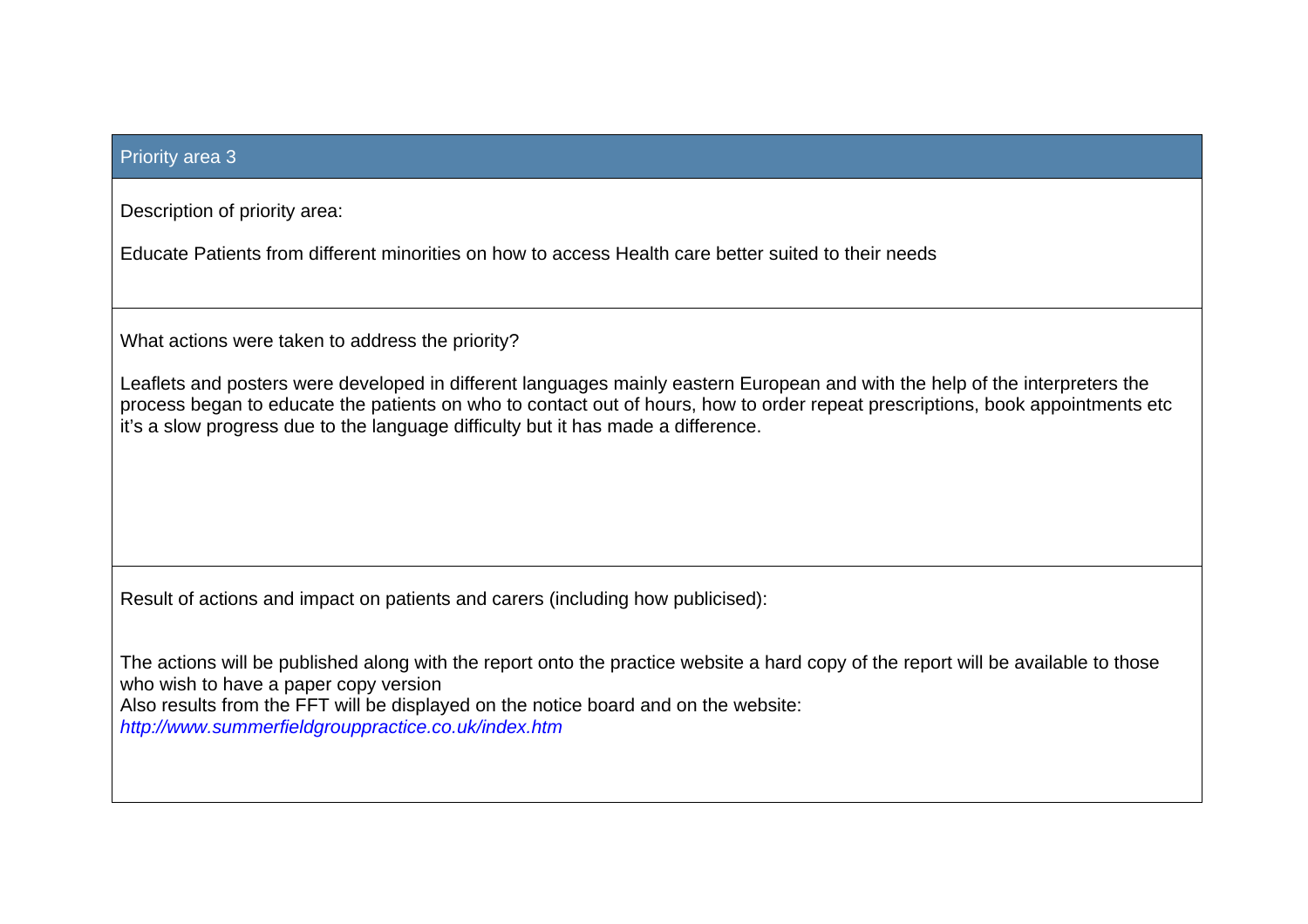## Priority area 3

Description of priority area:

Educate Patients from different minorities on how to access Health care better suited to their needs

What actions were taken to address the priority?

Leaflets and posters were developed in different languages mainly eastern European and with the help of the interpreters the process began to educate the patients on who to contact out of hours, how to order repeat prescriptions, book appointments etc it's a slow progress due to the language difficulty but it has made a difference.

Result of actions and impact on patients and carers (including how publicised):

The actions will be published along with the report onto the practice website a hard copy of the report will be available to those who wish to have a paper copy version
Also results from the FFT will be displayed on the notice board and on the website:
*http://www.summerfieldgrouppractice.co.uk/index.htm*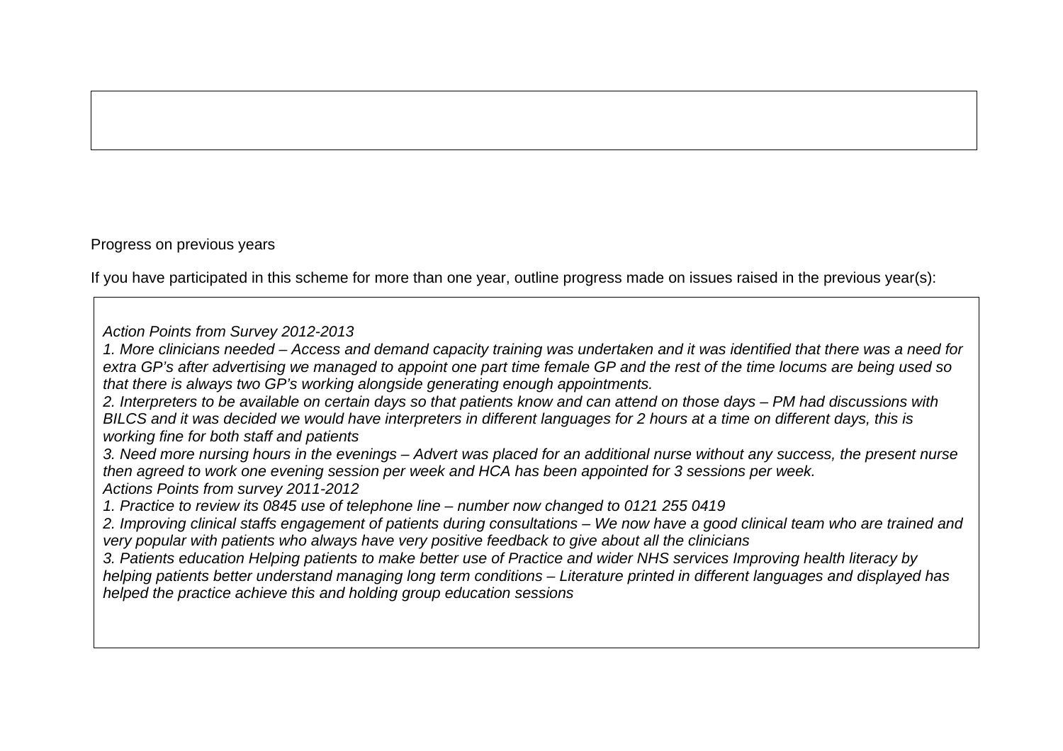Progress on previous years

If you have participated in this scheme for more than one year, outline progress made on issues raised in the previous year(s):

*Action Points from Survey 2012-2013*

*1. More clinicians needed – Access and demand capacity training was undertaken and it was identified that there was a need for extra GP's after advertising we managed to appoint one part time female GP and the rest of the time locums are being used so that there is always two GP's working alongside generating enough appointments.*

*2. Interpreters to be available on certain days so that patients know and can attend on those days – PM had discussions with BILCS and it was decided we would have interpreters in different languages for 2 hours at a time on different days, this is working fine for both staff and patients*

*3. Need more nursing hours in the evenings – Advert was placed for an additional nurse without any success, the present nurse then agreed to work one evening session per week and HCA has been appointed for 3 sessions per week.*

*Actions Points from survey 2011-2012*

*1. Practice to review its 0845 use of telephone line – number now changed to 0121 255 0419*

*2. Improving clinical staffs engagement of patients during consultations – We now have a good clinical team who are trained and very popular with patients who always have very positive feedback to give about all the clinicians*

*3. Patients education Helping patients to make better use of Practice and wider NHS services Improving health literacy by helping patients better understand managing long term conditions – Literature printed in different languages and displayed has helped the practice achieve this and holding group education sessions*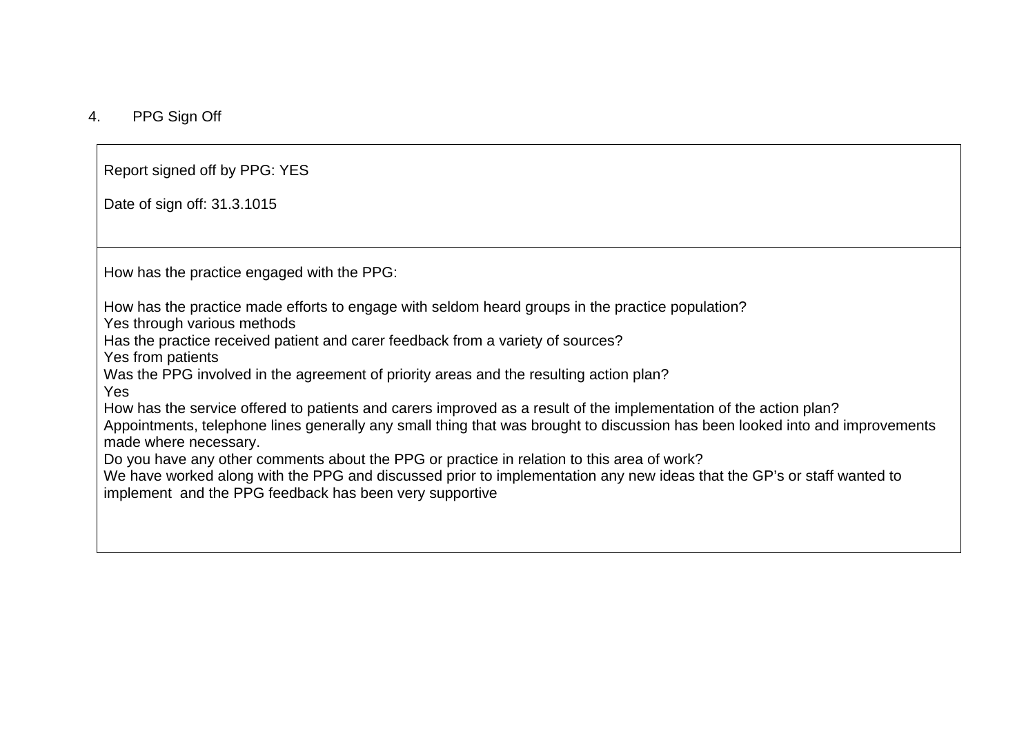4. PPG Sign Off

| |
|---|
| Report signed off by PPG: YES<br><br>Date of sign off: 31.3.1015 |
| How has the practice engaged with the PPG:<br><br>How has the practice made efforts to engage with seldom heard groups in the practice population?<br>Yes through various methods<br>Has the practice received patient and carer feedback from a variety of sources?<br>Yes from patients<br>Was the PPG involved in the agreement of priority areas and the resulting action plan?<br>Yes<br>How has the service offered to patients and carers improved as a result of the implementation of the action plan?<br>Appointments, telephone lines generally any small thing that was brought to discussion has been looked into and improvements made where necessary.<br>Do you have any other comments about the PPG or practice in relation to this area of work?<br>We have worked along with the PPG and discussed prior to implementation any new ideas that the GP's or staff wanted to implement and the PPG feedback has been very supportive |